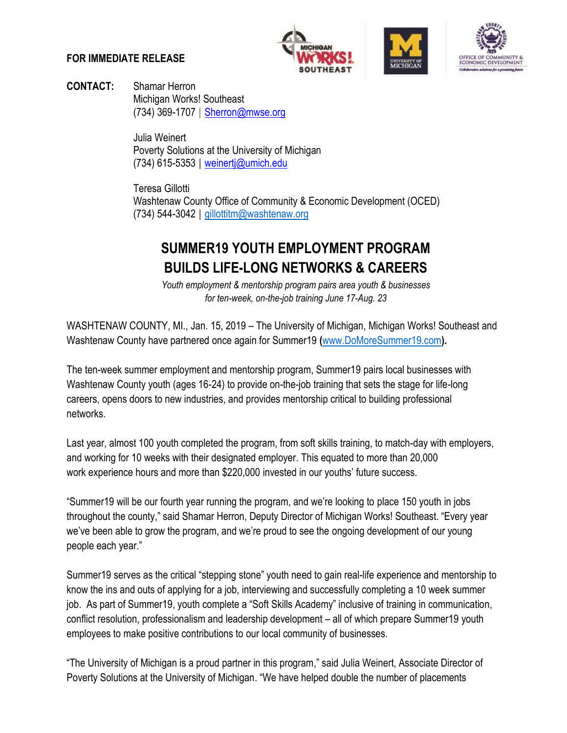**FOR IMMEDIATE RELEASE**

**CONTACT:** Shamar Herron
Michigan Works! Southeast
(734) 369-1707 | Sherron@mwse.org

Julia Weinert
Poverty Solutions at the University of Michigan
(734) 615-5353 | weinertj@umich.edu

Teresa Gillotti
Washtenaw County Office of Community & Economic Development (OCED)
(734) 544-3042 | gillottitm@washtenaw.org

# SUMMER19 YOUTH EMPLOYMENT PROGRAM BUILDS LIFE-LONG NETWORKS & CAREERS

*Youth employment & mentorship program pairs area youth & businesses for ten-week, on-the-job training June 17-Aug. 23*

WASHTENAW COUNTY, MI., Jan. 15, 2019 – The University of Michigan, Michigan Works! Southeast and Washtenaw County have partnered once again for Summer19 **(**www.DoMoreSummer19.com**).**

The ten-week summer employment and mentorship program, Summer19 pairs local businesses with Washtenaw County youth (ages 16-24) to provide on-the-job training that sets the stage for life-long careers, opens doors to new industries, and provides mentorship critical to building professional networks.

Last year, almost 100 youth completed the program, from soft skills training, to match-day with employers, and working for 10 weeks with their designated employer. This equated to more than 20,000 work experience hours and more than $220,000 invested in our youths' future success.

"Summer19 will be our fourth year running the program, and we're looking to place 150 youth in jobs throughout the county," said Shamar Herron, Deputy Director of Michigan Works! Southeast. "Every year we've been able to grow the program, and we're proud to see the ongoing development of our young people each year."

Summer19 serves as the critical "stepping stone" youth need to gain real-life experience and mentorship to know the ins and outs of applying for a job, interviewing and successfully completing a 10 week summer job. As part of Summer19, youth complete a "Soft Skills Academy" inclusive of training in communication, conflict resolution, professionalism and leadership development – all of which prepare Summer19 youth employees to make positive contributions to our local community of businesses.

"The University of Michigan is a proud partner in this program," said Julia Weinert, Associate Director of Poverty Solutions at the University of Michigan. "We have helped double the number of placements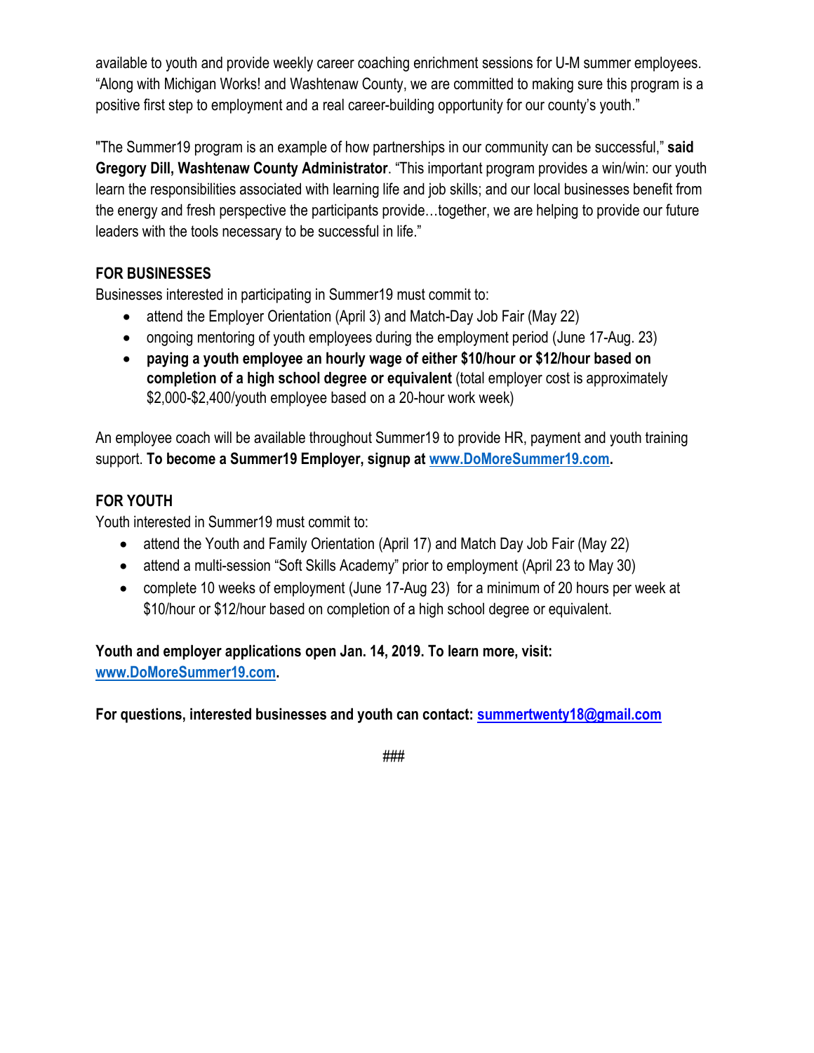available to youth and provide weekly career coaching enrichment sessions for U-M summer employees. “Along with Michigan Works! and Washtenaw County, we are committed to making sure this program is a positive first step to employment and a real career-building opportunity for our county’s youth.”

"The Summer19 program is an example of how partnerships in our community can be successful," **said Gregory Dill, Washtenaw County Administrator**. “This important program provides a win/win: our youth learn the responsibilities associated with learning life and job skills; and our local businesses benefit from the energy and fresh perspective the participants provide…together, we are helping to provide our future leaders with the tools necessary to be successful in life.”

**FOR BUSINESSES**

Businesses interested in participating in Summer19 must commit to:

- attend the Employer Orientation (April 3) and Match-Day Job Fair (May 22)
- ongoing mentoring of youth employees during the employment period (June 17-Aug. 23)
- **paying a youth employee an hourly wage of either $10/hour or $12/hour based on completion of a high school degree or equivalent** (total employer cost is approximately $2,000-$2,400/youth employee based on a 20-hour work week)

An employee coach will be available throughout Summer19 to provide HR, payment and youth training support. **To become a Summer19 Employer, signup at [www.DoMoreSummer19.com](www.DoMoreSummer19.com).**

**FOR YOUTH**

Youth interested in Summer19 must commit to:

- attend the Youth and Family Orientation (April 17) and Match Day Job Fair (May 22)
- attend a multi-session “Soft Skills Academy” prior to employment (April 23 to May 30)
- complete 10 weeks of employment (June 17-Aug 23) for a minimum of 20 hours per week at $10/hour or $12/hour based on completion of a high school degree or equivalent.

**Youth and employer applications open Jan. 14, 2019. To learn more, visit: [www.DoMoreSummer19.com](www.DoMoreSummer19.com).**

**For questions, interested businesses and youth can contact: summertwenty18@gmail.com**

###